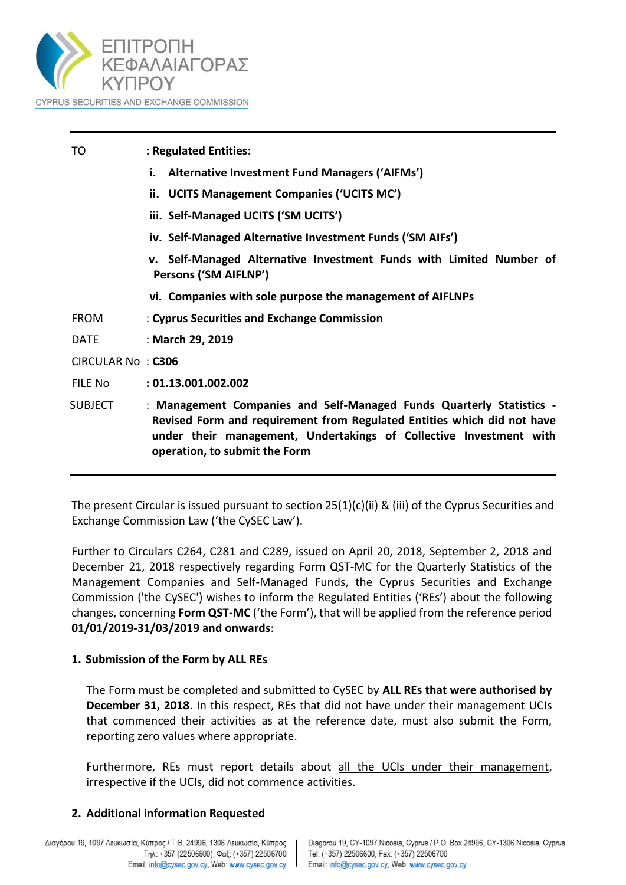ΕΠΙΤΡΟΠΗ ΚΕΦΑΛΑΙΑΓΟΡΑΣ ΚΥΠΡΟΥ

CYPRUS SECURITIES AND EXCHANGE COMMISSION

| | |
|---|---|
| TO | : **Regulated Entities:** |
| | **i. Alternative Investment Fund Managers ('AIFMs')** |
| | **ii. UCITS Management Companies ('UCITS MC')** |
| | **iii. Self-Managed UCITS ('SM UCITS')** |
| | **iv. Self-Managed Alternative Investment Funds ('SM AIFs')** |
| | **v. Self-Managed Alternative Investment Funds with Limited Number of Persons ('SM AIFLNP')** |
| | **vi. Companies with sole purpose the management of AIFLNPs** |
| FROM | : **Cyprus Securities and Exchange Commission** |
| DATE | : **March 29, 2019** |
| CIRCULAR No | : **C306** |
| FILE No | : **01.13.001.002.002** |
| SUBJECT | : **Management Companies and Self-Managed Funds Quarterly Statistics - Revised Form and requirement from Regulated Entities which did not have under their management, Undertakings of Collective Investment with operation, to submit the Form** |

The present Circular is issued pursuant to section 25(1)(c)(ii) & (iii) of the Cyprus Securities and Exchange Commission Law ('the CySEC Law').

Further to Circulars C264, C281 and C289, issued on April 20, 2018, September 2, 2018 and December 21, 2018 respectively regarding Form QST-MC for the Quarterly Statistics of the Management Companies and Self-Managed Funds, the Cyprus Securities and Exchange Commission ('the CySEC') wishes to inform the Regulated Entities ('REs') about the following changes, concerning **Form QST-MC** ('the Form'), that will be applied from the reference period **01/01/2019-31/03/2019 and onwards**:

**1. Submission of the Form by ALL REs**

The Form must be completed and submitted to CySEC by **ALL REs that were authorised by December 31, 2018**. In this respect, REs that did not have under their management UCIs that commenced their activities as at the reference date, must also submit the Form, reporting zero values where appropriate.

Furthermore, REs must report details about all the UCIs under their management, irrespective if the UCIs, did not commence activities.

**2. Additional information Requested**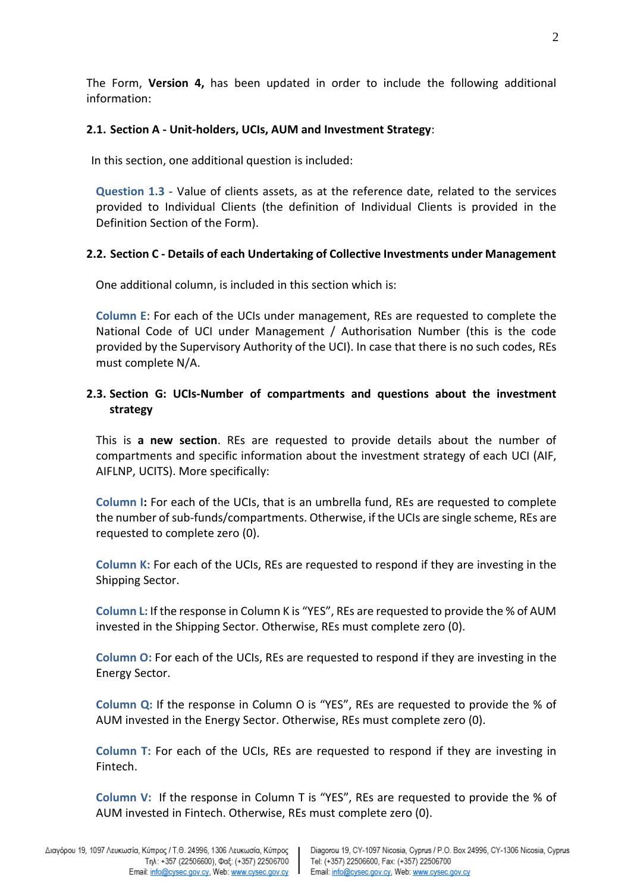The Form, **Version 4,** has been updated in order to include the following additional information:

### 2.1. Section A - Unit-holders, UCIs, AUM and Investment Strategy:

In this section, one additional question is included:

**Question 1.3** - Value of clients assets, as at the reference date, related to the services provided to Individual Clients (the definition of Individual Clients is provided in the Definition Section of the Form).

### 2.2. Section C - Details of each Undertaking of Collective Investments under Management

One additional column, is included in this section which is:

**Column E**: For each of the UCIs under management, REs are requested to complete the National Code of UCI under Management / Authorisation Number (this is the code provided by the Supervisory Authority of the UCI). In case that there is no such codes, REs must complete N/A.

### 2.3. Section G: UCIs-Number of compartments and questions about the investment strategy

This is **a new section**. REs are requested to provide details about the number of compartments and specific information about the investment strategy of each UCI (AIF, AIFLNP, UCITS). More specifically:

**Column I:** For each of the UCIs, that is an umbrella fund, REs are requested to complete the number of sub-funds/compartments. Otherwise, if the UCIs are single scheme, REs are requested to complete zero (0).

**Column K:** For each of the UCIs, REs are requested to respond if they are investing in the Shipping Sector.

**Column L:** If the response in Column K is "YES", REs are requested to provide the % of AUM invested in the Shipping Sector. Otherwise, REs must complete zero (0).

**Column O:** For each of the UCIs, REs are requested to respond if they are investing in the Energy Sector.

**Column Q:** If the response in Column O is "YES", REs are requested to provide the % of AUM invested in the Energy Sector. Otherwise, REs must complete zero (0).

**Column T:** For each of the UCIs, REs are requested to respond if they are investing in Fintech.

**Column V:** If the response in Column T is "YES", REs are requested to provide the % of AUM invested in Fintech. Otherwise, REs must complete zero (0).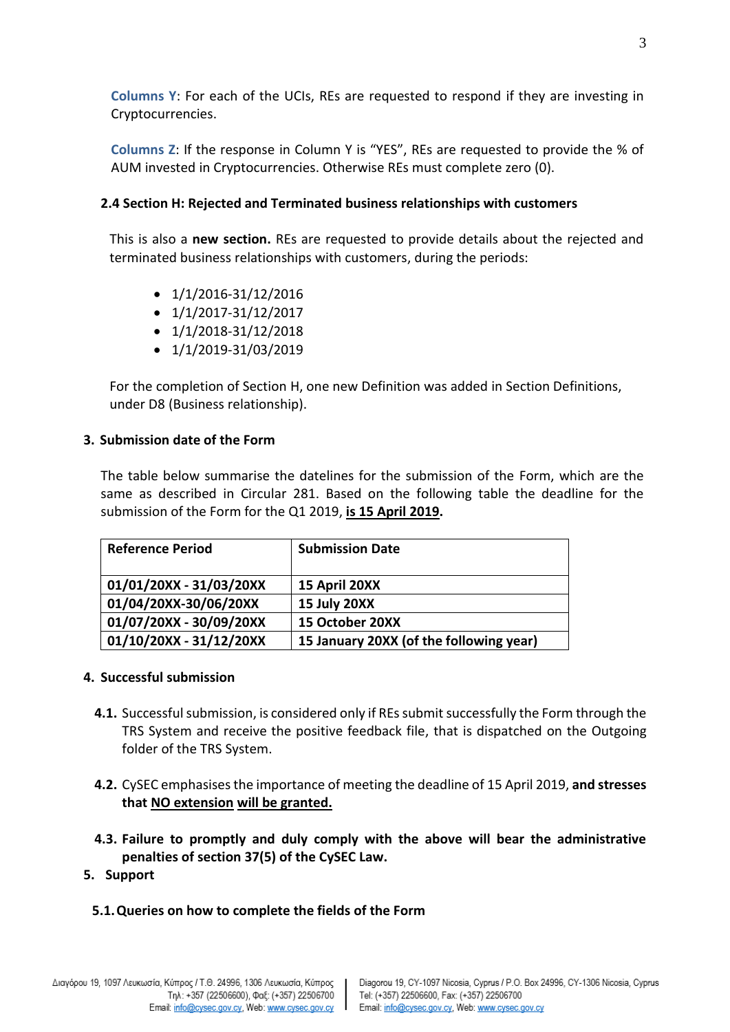**Columns Y**: For each of the UCIs, REs are requested to respond if they are investing in Cryptocurrencies.

**Columns Z**: If the response in Column Y is "YES", REs are requested to provide the % of AUM invested in Cryptocurrencies. Otherwise REs must complete zero (0).

### 2.4 Section H: Rejected and Terminated business relationships with customers

This is also a **new section.** REs are requested to provide details about the rejected and terminated business relationships with customers, during the periods:

- 1/1/2016-31/12/2016
- 1/1/2017-31/12/2017
- 1/1/2018-31/12/2018
- 1/1/2019-31/03/2019

For the completion of Section H, one new Definition was added in Section Definitions, under D8 (Business relationship).

## 3. Submission date of the Form

The table below summarise the datelines for the submission of the Form, which are the same as described in Circular 281. Based on the following table the deadline for the submission of the Form for the Q1 2019, **is 15 April 2019.**

| Reference Period | Submission Date |
|---|---|
| **01/01/20XX - 31/03/20XX** | **15 April 20XX** |
| **01/04/20XX-30/06/20XX** | **15 July 20XX** |
| **01/07/20XX - 30/09/20XX** | **15 October 20XX** |
| **01/10/20XX - 31/12/20XX** | **15 January 20XX (of the following year)** |

## 4. Successful submission

**4.1.** Successful submission, is considered only if REs submit successfully the Form through the TRS System and receive the positive feedback file, that is dispatched on the Outgoing folder of the TRS System.

**4.2.** CySEC emphasises the importance of meeting the deadline of 15 April 2019, **and stresses that NO extension will be granted.**

**4.3. Failure to promptly and duly comply with the above will bear the administrative penalties of section 37(5) of the CySEC Law.**

## 5. Support

### 5.1. Queries on how to complete the fields of the Form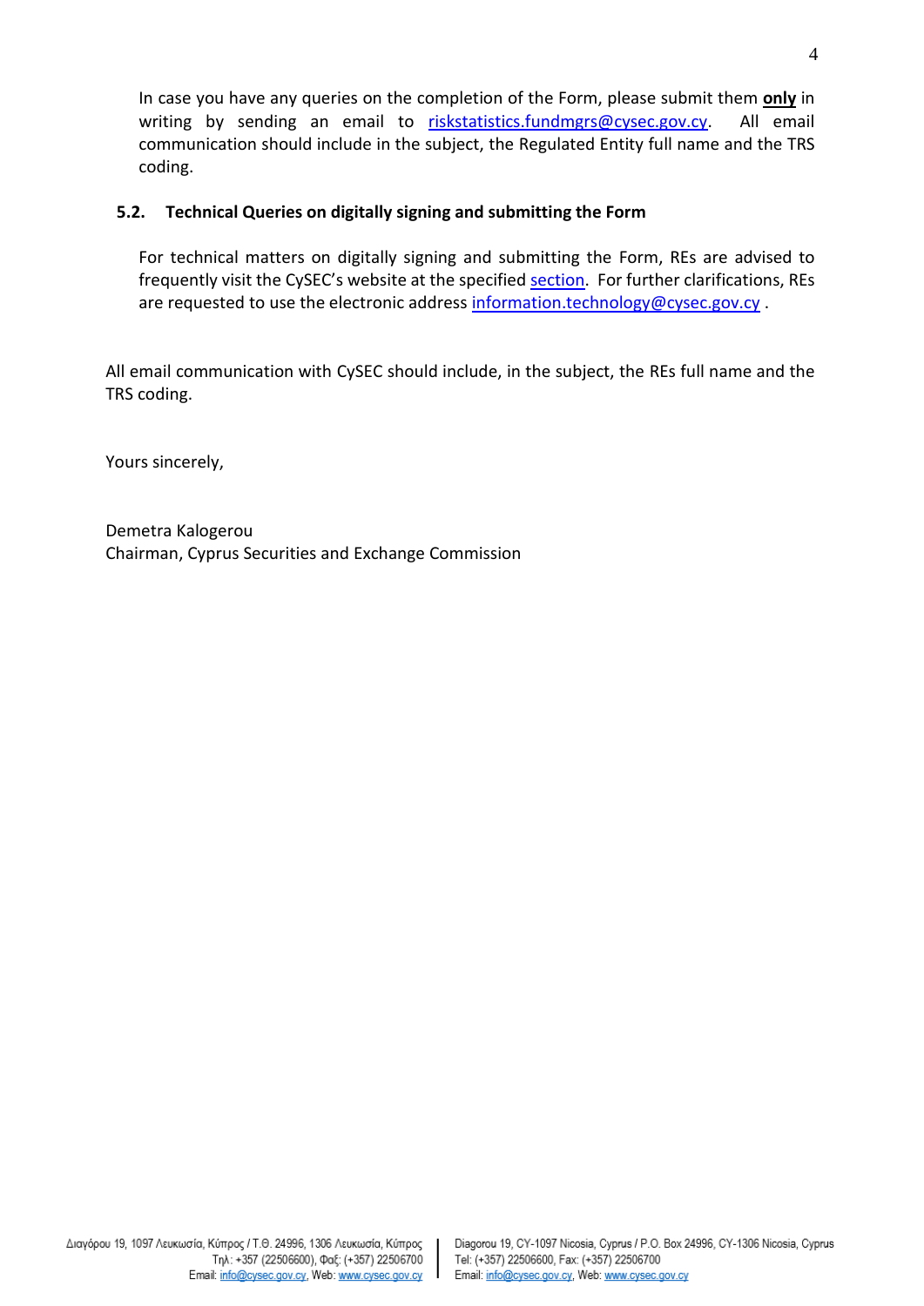In case you have any queries on the completion of the Form, please submit them **only** in writing by sending an email to riskstatistics.fundmgrs@cysec.gov.cy. All email communication should include in the subject, the Regulated Entity full name and the TRS coding.

### 5.2. Technical Queries on digitally signing and submitting the Form

For technical matters on digitally signing and submitting the Form, REs are advised to frequently visit the CySEC's website at the specified section. For further clarifications, REs are requested to use the electronic address information.technology@cysec.gov.cy .

All email communication with CySEC should include, in the subject, the REs full name and the TRS coding.

Yours sincerely,

Demetra Kalogerou
Chairman, Cyprus Securities and Exchange Commission